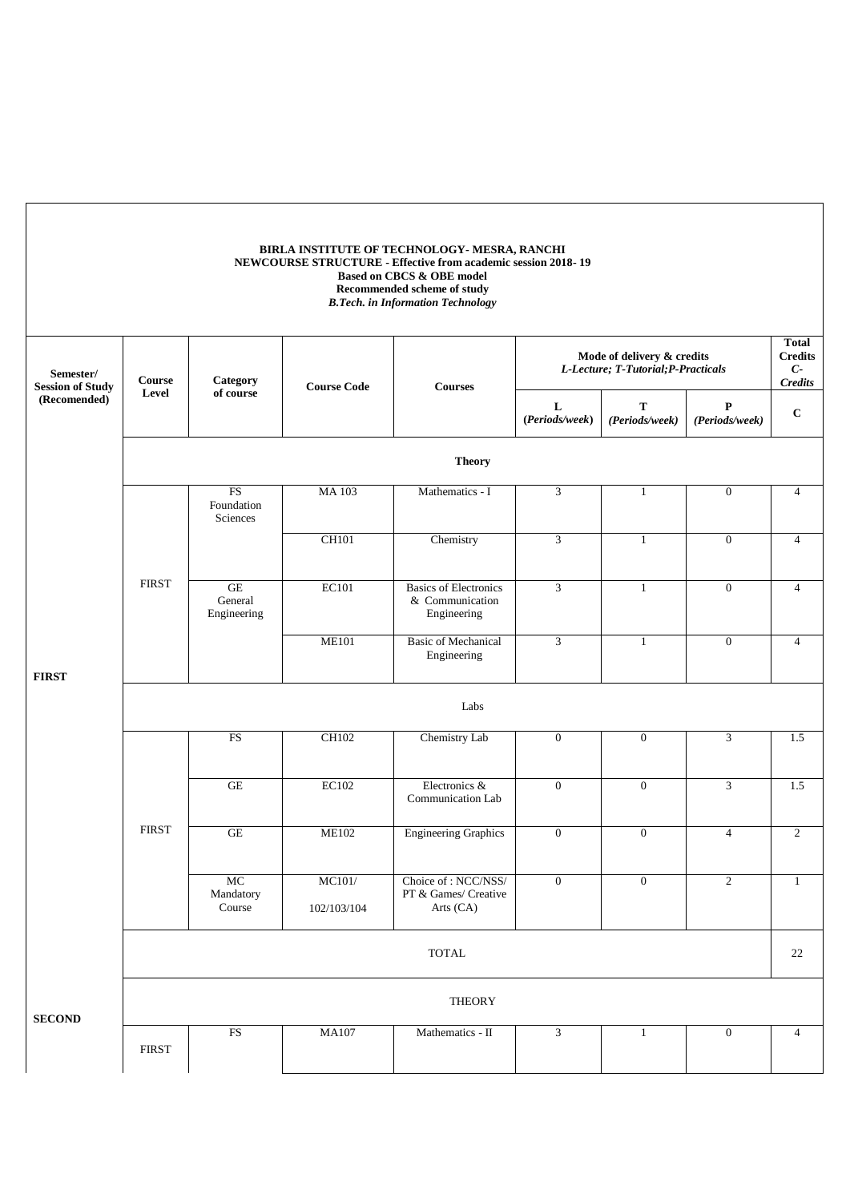**BIRLA INSTITUTE OF TECHNOLOGY- MESRA, RANCHI**
**NEWCOURSE STRUCTURE - Effective from academic session 2018- 19**
**Based on CBCS & OBE model**
**Recommended scheme of study**
***B.Tech. in Information Technology***

| Semester/ Session of Study (Recomended) | Course Level | Category of course | Course Code | Courses | Mode of delivery & credits *L-Lecture; T-Tutorial;P-Practicals* | | | Total Credits *C-Credits* |
|---|---|---|---|---|---|---|---|---|
| | | | | | L (*Periods/week*) | T (*Periods/week*) | P (*Periods/week*) | C |
| | **Theory** | | | | | | | |
| FIRST | FIRST | FS Foundation Sciences | MA 103 | Mathematics - I | 3 | 1 | 0 | 4 |
| | | | CH101 | Chemistry | 3 | 1 | 0 | 4 |
| | | GE General Engineering | EC101 | Basics of Electronics & Communication Engineering | 3 | 1 | 0 | 4 |
| | | | ME101 | Basic of Mechanical Engineering | 3 | 1 | 0 | 4 |
| | Labs | | | | | | | |
| | FIRST | FS | CH102 | Chemistry Lab | 0 | 0 | 3 | 1.5 |
| | | GE | EC102 | Electronics & Communication Lab | 0 | 0 | 3 | 1.5 |
| | | GE | ME102 | Engineering Graphics | 0 | 0 | 4 | 2 |
| | | MC Mandatory Course | MC101/ 102/103/104 | Choice of : NCC/NSS/ PT & Games/ Creative Arts (CA) | 0 | 0 | 2 | 1 |
| | TOTAL | | | | | | | 22 |
| SECOND | THEORY | | | | | | | |
| | FIRST | FS | MA107 | Mathematics - II | 3 | 1 | 0 | 4 |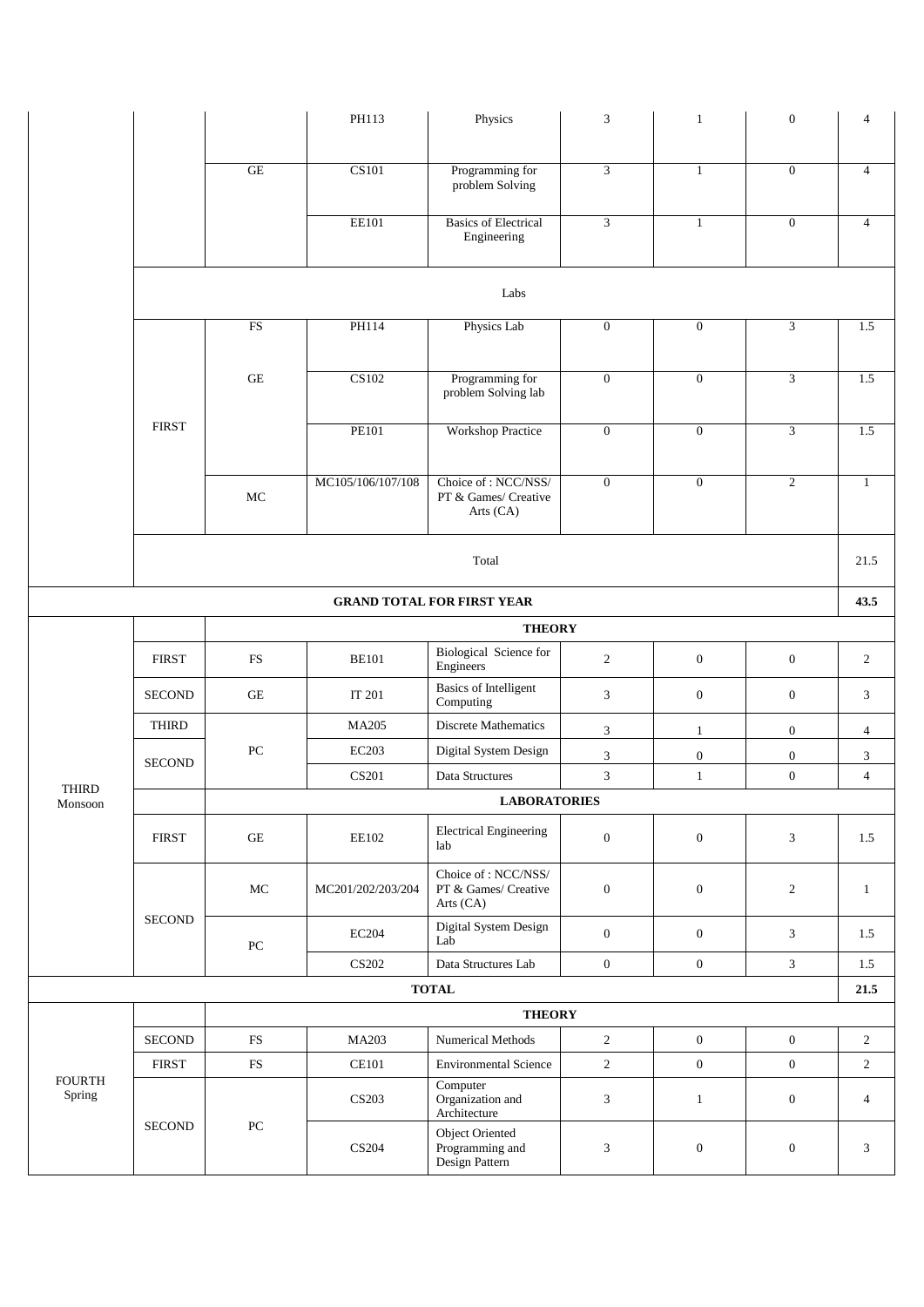| | | | | | | | | |
|---|---|---|---|---|---|---|---|---|
| | | | PH113 | Physics | 3 | 1 | 0 | 4 |
| | | GE | CS101 | Programming for problem Solving | 3 | 1 | 0 | 4 |
| | | | EE101 | Basics of Electrical Engineering | 3 | 1 | 0 | 4 |
| | | | | Labs | | | | |
| | FIRST | FS | PH114 | Physics Lab | 0 | 0 | 3 | 1.5 |
| | | GE | CS102 | Programming for problem Solving lab | 0 | 0 | 3 | 1.5 |
| | | | PE101 | Workshop Practice | 0 | 0 | 3 | 1.5 |
| | | MC | MC105/106/107/108 | Choice of : NCC/NSS/ PT & Games/ Creative Arts (CA) | 0 | 0 | 2 | 1 |
| | | | | Total | | | | 21.5 |
| | | | | **GRAND TOTAL FOR FIRST YEAR** | | | | **43.5** |
| THIRD Monsoon | | | | **THEORY** | | | | |
| | FIRST | FS | BE101 | Biological Science for Engineers | 2 | 0 | 0 | 2 |
| | SECOND | GE | IT 201 | Basics of Intelligent Computing | 3 | 0 | 0 | 3 |
| | THIRD | PC | MA205 | Discrete Mathematics | 3 | 1 | 0 | 4 |
| | SECOND | | EC203 | Digital System Design | 3 | 0 | 0 | 3 |
| | | | CS201 | Data Structures | 3 | 1 | 0 | 4 |
| | | | | **LABORATORIES** | | | | |
| | FIRST | GE | EE102 | Electrical Engineering lab | 0 | 0 | 3 | 1.5 |
| | SECOND | MC | MC201/202/203/204 | Choice of : NCC/NSS/ PT & Games/ Creative Arts (CA) | 0 | 0 | 2 | 1 |
| | | PC | EC204 | Digital System Design Lab | 0 | 0 | 3 | 1.5 |
| | | | CS202 | Data Structures Lab | 0 | 0 | 3 | 1.5 |
| | | | | **TOTAL** | | | | **21.5** |
| FOURTH Spring | | | | **THEORY** | | | | |
| | SECOND | FS | MA203 | Numerical Methods | 2 | 0 | 0 | 2 |
| | FIRST | FS | CE101 | Environmental Science | 2 | 0 | 0 | 2 |
| | SECOND | PC | CS203 | Computer Organization and Architecture | 3 | 1 | 0 | 4 |
| | | | CS204 | Object Oriented Programming and Design Pattern | 3 | 0 | 0 | 3 |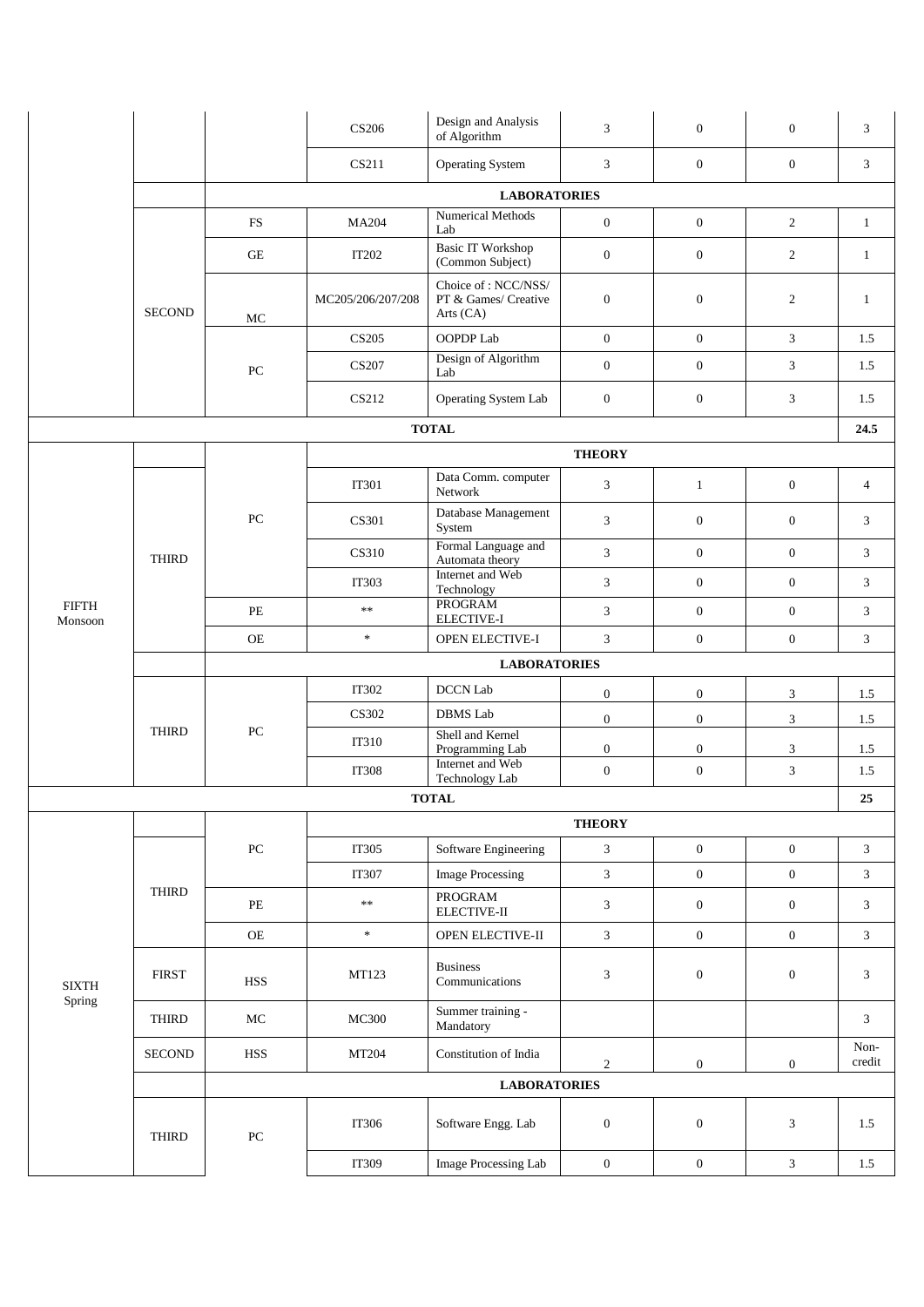| | | | | | | | | |
|---|---|---|---|---|---|---|---|---|
| | | | CS206 | Design and Analysis of Algorithm | 3 | 0 | 0 | 3 |
| | | | CS211 | Operating System | 3 | 0 | 0 | 3 |
| | | | **LABORATORIES** | | | | | |
| | SECOND | FS | MA204 | Numerical Methods Lab | 0 | 0 | 2 | 1 |
| | | GE | IT202 | Basic IT Workshop (Common Subject) | 0 | 0 | 2 | 1 |
| | | MC | MC205/206/207/208 | Choice of : NCC/NSS/ PT & Games/ Creative Arts (CA) | 0 | 0 | 2 | 1 |
| | | PC | CS205 | OOPDP Lab | 0 | 0 | 3 | 1.5 |
| | | | CS207 | Design of Algorithm Lab | 0 | 0 | 3 | 1.5 |
| | | | CS212 | Operating System Lab | 0 | 0 | 3 | 1.5 |
| **TOTAL** | | | | | | | | **24.5** |
| FIFTH Monsoon | | | **THEORY** | | | | | |
| | THIRD | PC | IT301 | Data Comm. computer Network | 3 | 1 | 0 | 4 |
| | | | CS301 | Database Management System | 3 | 0 | 0 | 3 |
| | | | CS310 | Formal Language and Automata theory | 3 | 0 | 0 | 3 |
| | | | IT303 | Internet and Web Technology | 3 | 0 | 0 | 3 |
| | | PE | ** | PROGRAM ELECTIVE-I | 3 | 0 | 0 | 3 |
| | | OE | * | OPEN ELECTIVE-I | 3 | 0 | 0 | 3 |
| | | | **LABORATORIES** | | | | | |
| | THIRD | PC | IT302 | DCCN Lab | 0 | 0 | 3 | 1.5 |
| | | | CS302 | DBMS Lab | 0 | 0 | 3 | 1.5 |
| | | | IT310 | Shell and Kernel Programming Lab | 0 | 0 | 3 | 1.5 |
| | | | IT308 | Internet and Web Technology Lab | 0 | 0 | 3 | 1.5 |
| **TOTAL** | | | | | | | | **25** |
| SIXTH Spring | | | **THEORY** | | | | | |
| | THIRD | PC | IT305 | Software Engineering | 3 | 0 | 0 | 3 |
| | | | IT307 | Image Processing | 3 | 0 | 0 | 3 |
| | | PE | ** | PROGRAM ELECTIVE-II | 3 | 0 | 0 | 3 |
| | | OE | * | OPEN ELECTIVE-II | 3 | 0 | 0 | 3 |
| | FIRST | HSS | MT123 | Business Communications | 3 | 0 | 0 | 3 |
| | THIRD | MC | MC300 | Summer training - Mandatory | | | | 3 |
| | SECOND | HSS | MT204 | Constitution of India | 2 | 0 | 0 | Non-credit |
| | | | **LABORATORIES** | | | | | |
| | THIRD | PC | IT306 | Software Engg. Lab | 0 | 0 | 3 | 1.5 |
| | | | IT309 | Image Processing Lab | 0 | 0 | 3 | 1.5 |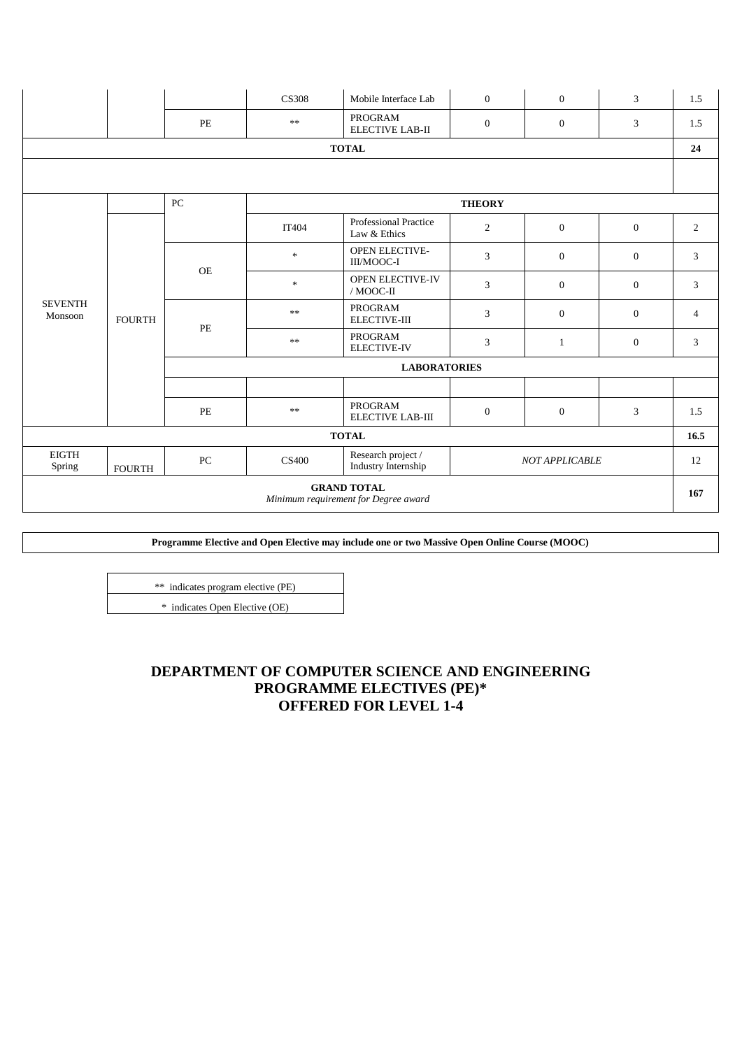| | | | | | | | | |
|---|---|---|---|---|---|---|---|---|
| | | | CS308 | Mobile Interface Lab | 0 | 0 | 3 | 1.5 |
| | | PE | ** | PROGRAM ELECTIVE LAB-II | 0 | 0 | 3 | 1.5 |
| **TOTAL** | | | | | | | | **24** |
| | | | | | | | | |
| SEVENTH Monsoon | | PC | **THEORY** | | | | | |
| | FOURTH | | IT404 | Professional Practice Law & Ethics | 2 | 0 | 0 | 2 |
| | | OE | * | OPEN ELECTIVE-III/MOOC-I | 3 | 0 | 0 | 3 |
| | | | * | OPEN ELECTIVE-IV / MOOC-II | 3 | 0 | 0 | 3 |
| | | PE | ** | PROGRAM ELECTIVE-III | 3 | 0 | 0 | 4 |
| | | | ** | PROGRAM ELECTIVE-IV | 3 | 1 | 0 | 3 |
| | | **LABORATORIES** | | | | | | |
| | | | | | | | | |
| | | PE | ** | PROGRAM ELECTIVE LAB-III | 0 | 0 | 3 | 1.5 |
| **TOTAL** | | | | | | | | **16.5** |
| EIGTH Spring | FOURTH | PC | CS400 | Research project / Industry Internship | *NOT APPLICABLE* | | | 12 |
| **GRAND TOTAL** *Minimum requirement for Degree award* | | | | | | | | **167** |

**Programme Elective and Open Elective may include one or two Massive Open Online Course (MOOC)**

| |
|---|
| ** indicates program elective (PE) |
| * indicates Open Elective (OE) |

## DEPARTMENT OF COMPUTER SCIENCE AND ENGINEERING
## PROGRAMME ELECTIVES (PE)*
## OFFERED FOR LEVEL 1-4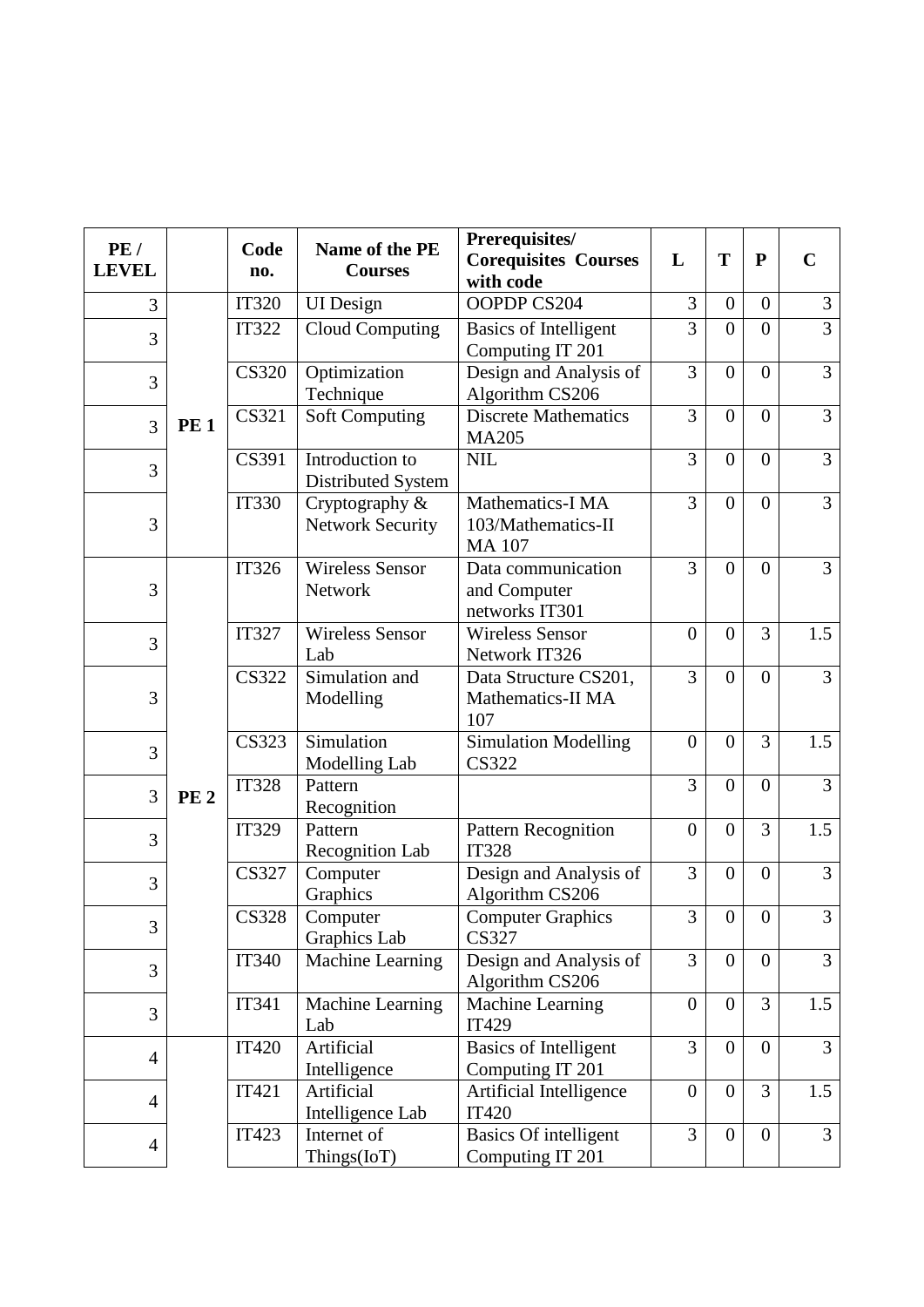| PE / LEVEL | | Code no. | Name of the PE Courses | Prerequisites/ Corequisites Courses with code | L | T | P | C |
|---|---|---|---|---|---|---|---|---|
| 3 | PE 1 | IT320 | UI Design | OOPDP CS204 | 3 | 0 | 0 | 3 |
| 3 | | IT322 | Cloud Computing | Basics of Intelligent Computing IT 201 | 3 | 0 | 0 | 3 |
| 3 | | CS320 | Optimization Technique | Design and Analysis of Algorithm CS206 | 3 | 0 | 0 | 3 |
| 3 | | CS321 | Soft Computing | Discrete Mathematics MA205 | 3 | 0 | 0 | 3 |
| 3 | | CS391 | Introduction to Distributed System | NIL | 3 | 0 | 0 | 3 |
| 3 | | IT330 | Cryptography & Network Security | Mathematics-I MA 103/Mathematics-II MA 107 | 3 | 0 | 0 | 3 |
| 3 | PE 2 | IT326 | Wireless Sensor Network | Data communication and Computer networks IT301 | 3 | 0 | 0 | 3 |
| 3 | | IT327 | Wireless Sensor Lab | Wireless Sensor Network IT326 | 0 | 0 | 3 | 1.5 |
| 3 | | CS322 | Simulation and Modelling | Data Structure CS201, Mathematics-II MA 107 | 3 | 0 | 0 | 3 |
| 3 | | CS323 | Simulation Modelling Lab | Simulation Modelling CS322 | 0 | 0 | 3 | 1.5 |
| 3 | | IT328 | Pattern Recognition | | 3 | 0 | 0 | 3 |
| 3 | | IT329 | Pattern Recognition Lab | Pattern Recognition IT328 | 0 | 0 | 3 | 1.5 |
| 3 | | CS327 | Computer Graphics | Design and Analysis of Algorithm CS206 | 3 | 0 | 0 | 3 |
| 3 | | CS328 | Computer Graphics Lab | Computer Graphics CS327 | 3 | 0 | 0 | 3 |
| 3 | | IT340 | Machine Learning | Design and Analysis of Algorithm CS206 | 3 | 0 | 0 | 3 |
| 3 | | IT341 | Machine Learning Lab | Machine Learning IT429 | 0 | 0 | 3 | 1.5 |
| 4 | | IT420 | Artificial Intelligence | Basics of Intelligent Computing IT 201 | 3 | 0 | 0 | 3 |
| 4 | | IT421 | Artificial Intelligence Lab | Artificial Intelligence IT420 | 0 | 0 | 3 | 1.5 |
| 4 | | IT423 | Internet of Things(IoT) | Basics Of intelligent Computing IT 201 | 3 | 0 | 0 | 3 |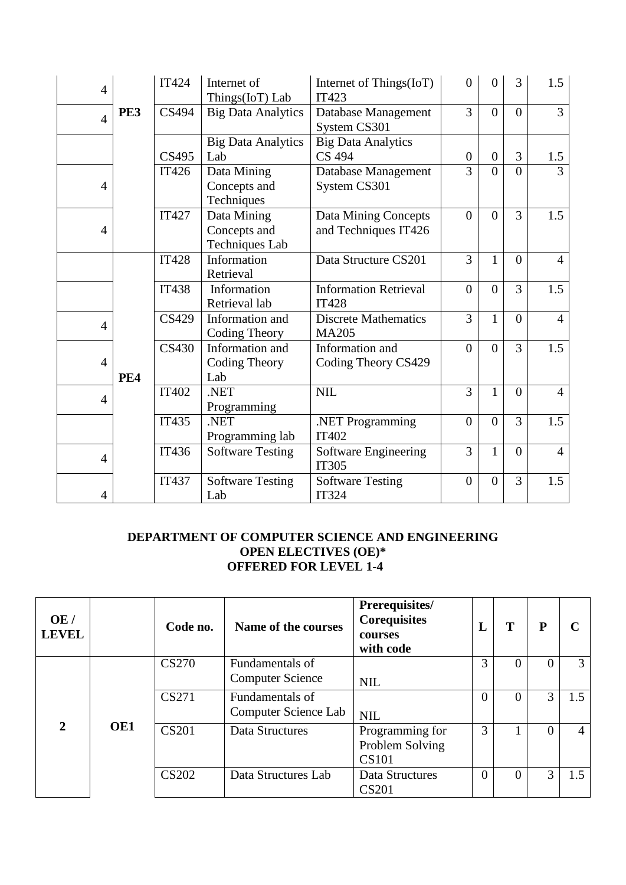| | | | | | | | | |
|---|---|---|---|---|---|---|---|---|
| 4 | | IT424 | Internet of Things(IoT) Lab | Internet of Things(IoT) IT423 | 0 | 0 | 3 | 1.5 |
| 4 | PE3 | CS494 | Big Data Analytics | Database Management System CS301 | 3 | 0 | 0 | 3 |
| | | CS495 | Big Data Analytics Lab | Big Data Analytics CS 494 | 0 | 0 | 3 | 1.5 |
| 4 | | IT426 | Data Mining Concepts and Techniques | Database Management System CS301 | 3 | 0 | 0 | 3 |
| 4 | | IT427 | Data Mining Concepts and Techniques Lab | Data Mining Concepts and Techniques IT426 | 0 | 0 | 3 | 1.5 |
| | | IT428 | Information Retrieval | Data Structure CS201 | 3 | 1 | 0 | 4 |
| | | IT438 | Information Retrieval lab | Information Retrieval IT428 | 0 | 0 | 3 | 1.5 |
| 4 | | CS429 | Information and Coding Theory | Discrete Mathematics MA205 | 3 | 1 | 0 | 4 |
| 4 | PE4 | CS430 | Information and Coding Theory Lab | Information and Coding Theory CS429 | 0 | 0 | 3 | 1.5 |
| 4 | | IT402 | .NET Programming | NIL | 3 | 1 | 0 | 4 |
| | | IT435 | .NET Programming lab | .NET Programming IT402 | 0 | 0 | 3 | 1.5 |
| 4 | | IT436 | Software Testing | Software Engineering IT305 | 3 | 1 | 0 | 4 |
| 4 | | IT437 | Software Testing Lab | Software Testing IT324 | 0 | 0 | 3 | 1.5 |

**DEPARTMENT OF COMPUTER SCIENCE AND ENGINEERING**
**OPEN ELECTIVES (OE)***
**OFFERED FOR LEVEL 1-4**

| OE / LEVEL | | Code no. | Name of the courses | Prerequisites/ Corequisites courses with code | L | T | P | C |
|---|---|---|---|---|---|---|---|---|
| 2 | OE1 | CS270 | Fundamentals of Computer Science | NIL | 3 | 0 | 0 | 3 |
| | | CS271 | Fundamentals of Computer Science Lab | NIL | 0 | 0 | 3 | 1.5 |
| | | CS201 | Data Structures | Programming for Problem Solving CS101 | 3 | 1 | 0 | 4 |
| | | CS202 | Data Structures Lab | Data Structures CS201 | 0 | 0 | 3 | 1.5 |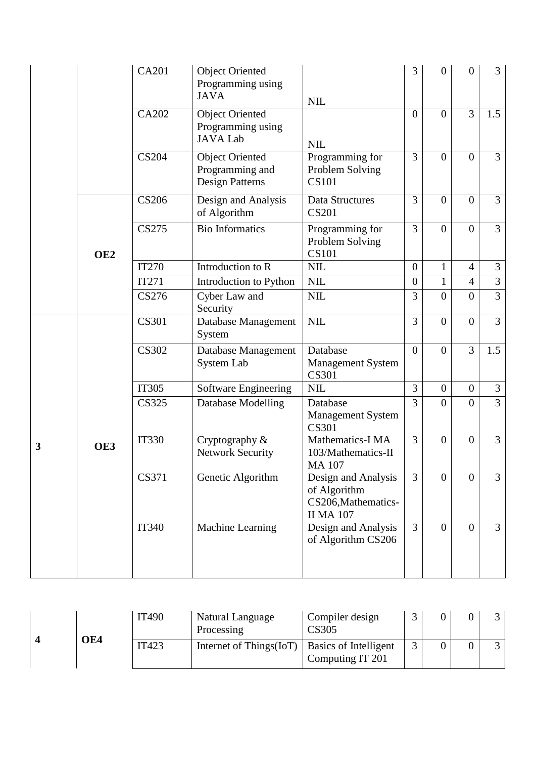|  |  | CA201 | Object Oriented Programming using JAVA | NIL | 3 | 0 | 0 | 3 |
|---|---|---|---|---|---|---|---|---|
|  |  | CA202 | Object Oriented Programming using JAVA Lab | NIL | 0 | 0 | 3 | 1.5 |
|  |  | CS204 | Object Oriented Programming and Design Patterns | Programming for Problem Solving CS101 | 3 | 0 | 0 | 3 |
|  | **OE2** | CS206 | Design and Analysis of Algorithm | Data Structures CS201 | 3 | 0 | 0 | 3 |
|  |  | CS275 | Bio Informatics | Programming for Problem Solving CS101 | 3 | 0 | 0 | 3 |
|  |  | IT270 | Introduction to R | NIL | 0 | 1 | 4 | 3 |
|  |  | IT271 | Introduction to Python | NIL | 0 | 1 | 4 | 3 |
|  |  | CS276 | Cyber Law and Security | NIL | 3 | 0 | 0 | 3 |
| **3** | **OE3** | CS301 | Database Management System | NIL | 3 | 0 | 0 | 3 |
|  |  | CS302 | Database Management System Lab | Database Management System CS301 | 0 | 0 | 3 | 1.5 |
|  |  | IT305 | Software Engineering | NIL | 3 | 0 | 0 | 3 |
|  |  | CS325 | Database Modelling | Database Management System CS301 | 3 | 0 | 0 | 3 |
|  |  | IT330 | Cryptography & Network Security | Mathematics-I MA 103/Mathematics-II MA 107 | 3 | 0 | 0 | 3 |
|  |  | CS371 | Genetic Algorithm | Design and Analysis of Algorithm CS206,Mathematics-II MA 107 | 3 | 0 | 0 | 3 |
|  |  | IT340 | Machine Learning | Design and Analysis of Algorithm CS206 | 3 | 0 | 0 | 3 |

| **4** | **OE4** | IT490 | Natural Language Processing | Compiler design CS305 | 3 | 0 | 0 | 3 |
|---|---|---|---|---|---|---|---|---|
|  |  | IT423 | Internet of Things(IoT) | Basics of Intelligent Computing IT 201 | 3 | 0 | 0 | 3 |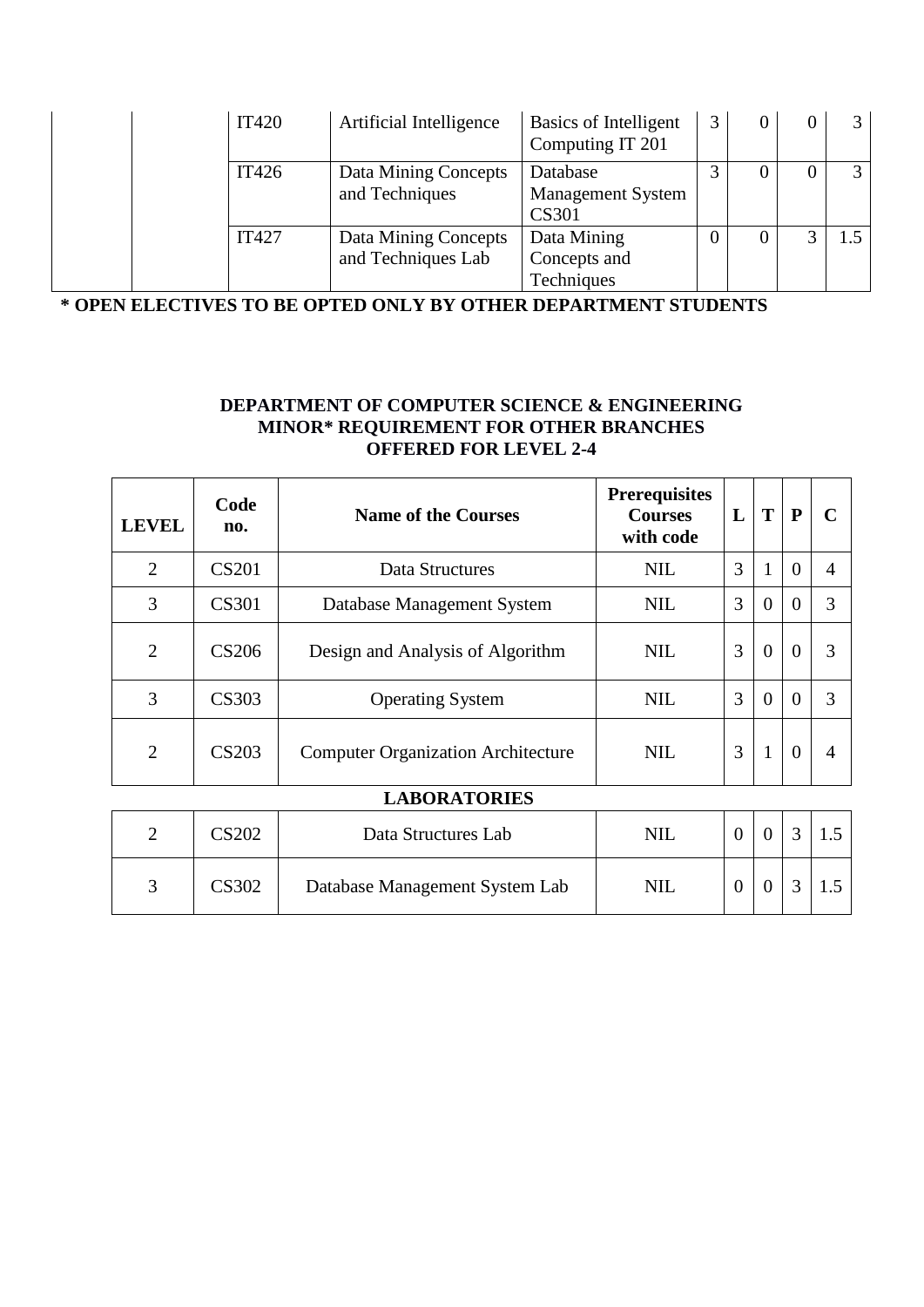|  |  | IT420 | Artificial Intelligence | Basics of Intelligent Computing IT 201 | 3 | 0 | 0 | 3 |
|---|---|---|---|---|---|---|---|---|
|  |  | IT426 | Data Mining Concepts and Techniques | Database Management System CS301 | 3 | 0 | 0 | 3 |
|  |  | IT427 | Data Mining Concepts and Techniques Lab | Data Mining Concepts and Techniques | 0 | 0 | 3 | 1.5 |

**\* OPEN ELECTIVES TO BE OPTED ONLY BY OTHER DEPARTMENT STUDENTS**

**DEPARTMENT OF COMPUTER SCIENCE & ENGINEERING**
**MINOR* REQUIREMENT FOR OTHER BRANCHES**
**OFFERED FOR LEVEL 2-4**

| LEVEL | Code no. | Name of the Courses | Prerequisites Courses with code | L | T | P | C |
|---|---|---|---|---|---|---|---|
| 2 | CS201 | Data Structures | NIL | 3 | 1 | 0 | 4 |
| 3 | CS301 | Database Management System | NIL | 3 | 0 | 0 | 3 |
| 2 | CS206 | Design and Analysis of Algorithm | NIL | 3 | 0 | 0 | 3 |
| 3 | CS303 | Operating System | NIL | 3 | 0 | 0 | 3 |
| 2 | CS203 | Computer Organization Architecture | NIL | 3 | 1 | 0 | 4 |
| **LABORATORIES** | | | | | | | |
| 2 | CS202 | Data Structures Lab | NIL | 0 | 0 | 3 | 1.5 |
| 3 | CS302 | Database Management System Lab | NIL | 0 | 0 | 3 | 1.5 |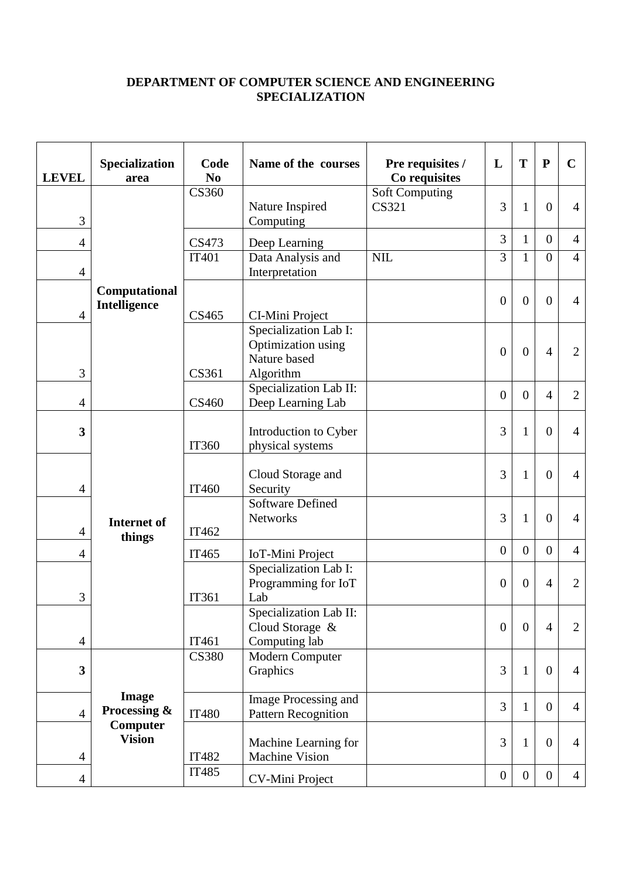**DEPARTMENT OF COMPUTER SCIENCE AND ENGINEERING**
**SPECIALIZATION**

| LEVEL | Specialization area | Code No | Name of the courses | Pre requisites / Co requisites | L | T | P | C |
|---|---|---|---|---|---|---|---|---|
| 3 | Computational Intelligence | CS360 | Nature Inspired Computing | Soft Computing CS321 | 3 | 1 | 0 | 4 |
| 4 | | CS473 | Deep Learning | | 3 | 1 | 0 | 4 |
| 4 | | IT401 | Data Analysis and Interpretation | NIL | 3 | 1 | 0 | 4 |
| 4 | | CS465 | CI-Mini Project | | 0 | 0 | 0 | 4 |
| 3 | | CS361 | Specialization Lab I: Optimization using Nature based Algorithm | | 0 | 0 | 4 | 2 |
| 4 | | CS460 | Specialization Lab II: Deep Learning Lab | | 0 | 0 | 4 | 2 |
| **3** | Internet of things | IT360 | Introduction to Cyber physical systems | | 3 | 1 | 0 | 4 |
| 4 | | IT460 | Cloud Storage and Security | | 3 | 1 | 0 | 4 |
| 4 | | IT462 | Software Defined Networks | | 3 | 1 | 0 | 4 |
| 4 | | IT465 | IoT-Mini Project | | 0 | 0 | 0 | 4 |
| 3 | | IT361 | Specialization Lab I: Programming for IoT Lab | | 0 | 0 | 4 | 2 |
| 4 | | IT461 | Specialization Lab II: Cloud Storage & Computing lab | | 0 | 0 | 4 | 2 |
| **3** | Image Processing & Computer Vision | CS380 | Modern Computer Graphics | | 3 | 1 | 0 | 4 |
| 4 | | IT480 | Image Processing and Pattern Recognition | | 3 | 1 | 0 | 4 |
| 4 | | IT482 | Machine Learning for Machine Vision | | 3 | 1 | 0 | 4 |
| 4 | | IT485 | CV-Mini Project | | 0 | 0 | 0 | 4 |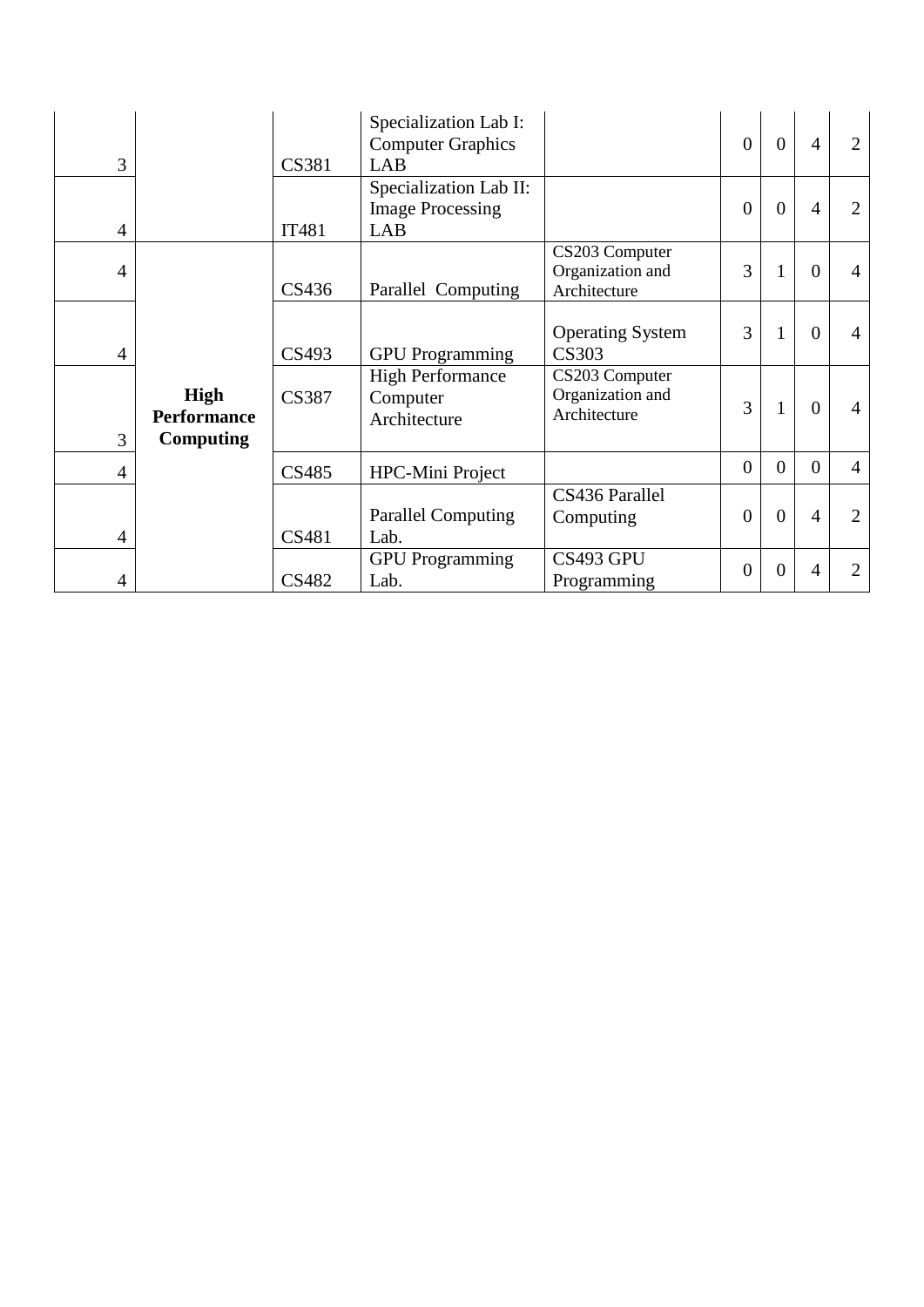| | | | | | | | | |
|---|---|---|---|---|---|---|---|---|
| 3 | | CS381 | Specialization Lab I: Computer Graphics LAB | | 0 | 0 | 4 | 2 |
| 4 | | IT481 | Specialization Lab II: Image Processing LAB | | 0 | 0 | 4 | 2 |
| 4 | **High Performance Computing** | CS436 | Parallel Computing | CS203 Computer Organization and Architecture | 3 | 1 | 0 | 4 |
| 4 | | CS493 | GPU Programming | Operating System CS303 | 3 | 1 | 0 | 4 |
| 3 | | CS387 | High Performance Computer Architecture | CS203 Computer Organization and Architecture | 3 | 1 | 0 | 4 |
| 4 | | CS485 | HPC-Mini Project | | 0 | 0 | 0 | 4 |
| 4 | | CS481 | Parallel Computing Lab. | CS436 Parallel Computing | 0 | 0 | 4 | 2 |
| 4 | | CS482 | GPU Programming Lab. | CS493 GPU Programming | 0 | 0 | 4 | 2 |